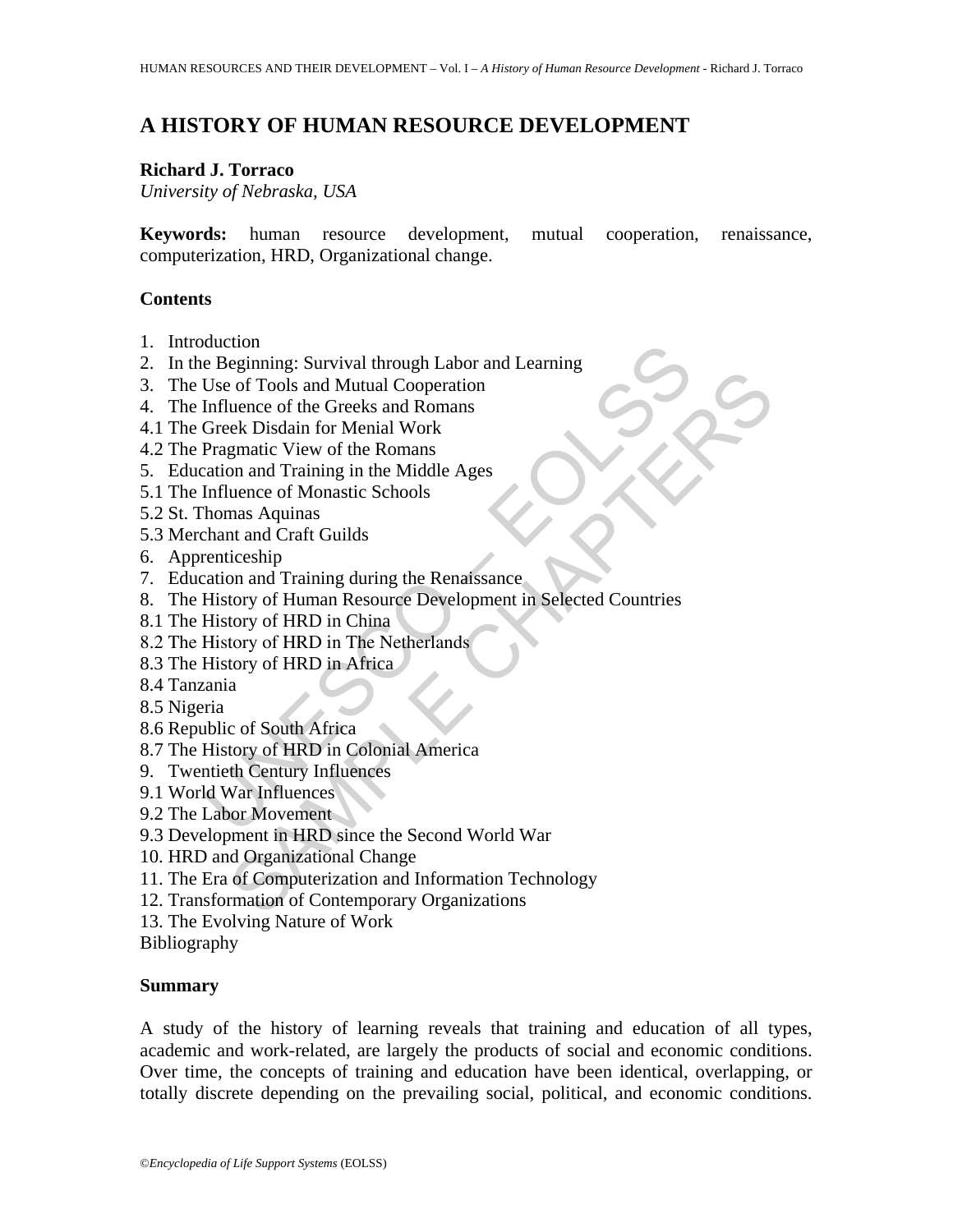# A HISTORY OF HUMAN RESOURCE DEVELOPMENT

**Richard J. Torraco**
*University of Nebraska, USA*

**Keywords:** human resource development, mutual cooperation, renaissance, computerization, HRD, Organizational change.

## Contents

1. Introduction
2. In the Beginning: Survival through Labor and Learning
3. The Use of Tools and Mutual Cooperation
4. The Influence of the Greeks and Romans
4.1 The Greek Disdain for Menial Work
4.2 The Pragmatic View of the Romans
5. Education and Training in the Middle Ages
5.1 The Influence of Monastic Schools
5.2 St. Thomas Aquinas
5.3 Merchant and Craft Guilds
6. Apprenticeship
7. Education and Training during the Renaissance
8. The History of Human Resource Development in Selected Countries
8.1 The History of HRD in China
8.2 The History of HRD in The Netherlands
8.3 The History of HRD in Africa
8.4 Tanzania
8.5 Nigeria
8.6 Republic of South Africa
8.7 The History of HRD in Colonial America
9. Twentieth Century Influences
9.1 World War Influences
9.2 The Labor Movement
9.3 Development in HRD since the Second World War
10. HRD and Organizational Change
11. The Era of Computerization and Information Technology
12. Transformation of Contemporary Organizations
13. The Evolving Nature of Work
Bibliography

## Summary

A study of the history of learning reveals that training and education of all types, academic and work-related, are largely the products of social and economic conditions. Over time, the concepts of training and education have been identical, overlapping, or totally discrete depending on the prevailing social, political, and economic conditions.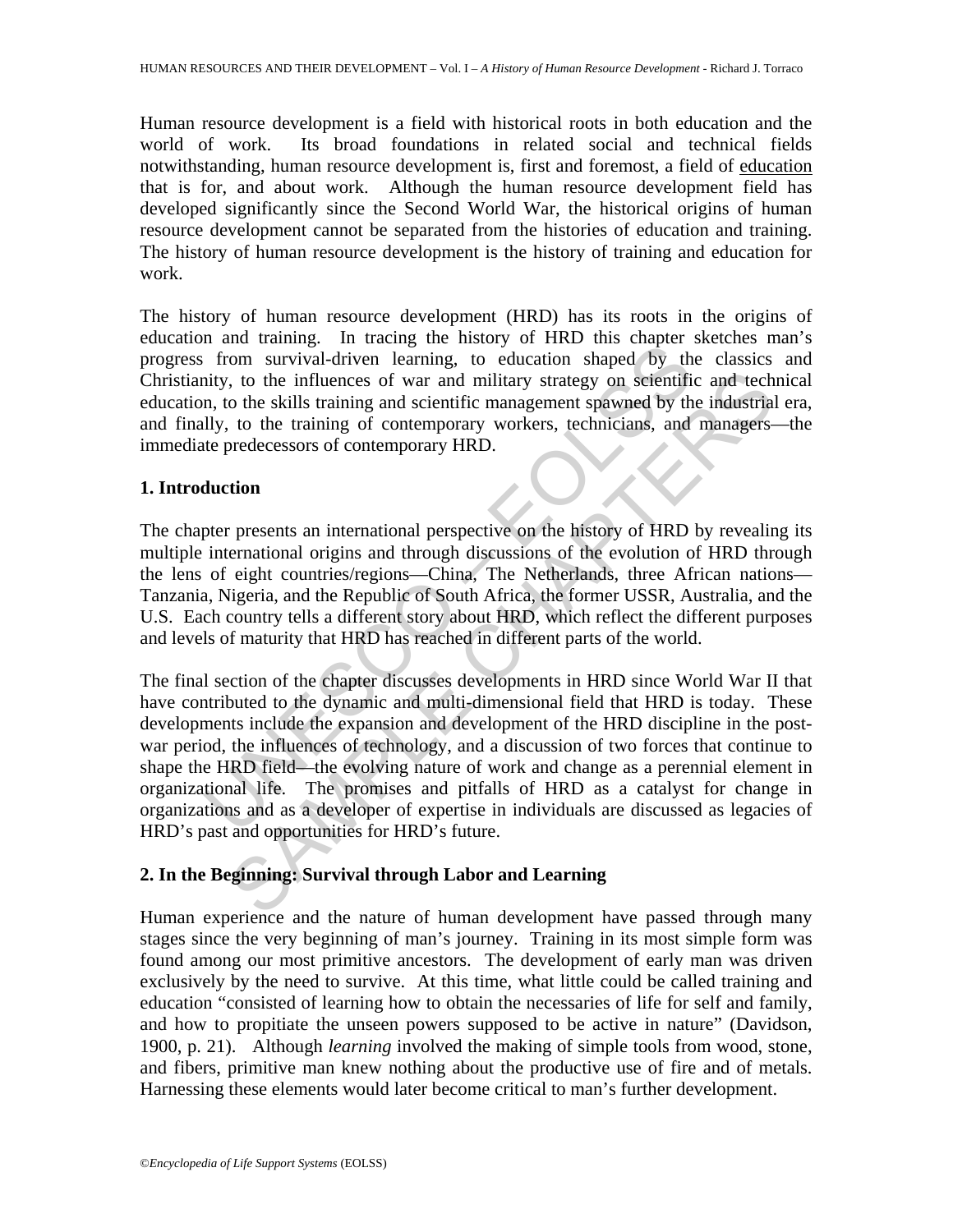Human resource development is a field with historical roots in both education and the world of work. Its broad foundations in related social and technical fields notwithstanding, human resource development is, first and foremost, a field of education that is for, and about work. Although the human resource development field has developed significantly since the Second World War, the historical origins of human resource development cannot be separated from the histories of education and training. The history of human resource development is the history of training and education for work.

The history of human resource development (HRD) has its roots in the origins of education and training. In tracing the history of HRD this chapter sketches man's progress from survival-driven learning, to education shaped by the classics and Christianity, to the influences of war and military strategy on scientific and technical education, to the skills training and scientific management spawned by the industrial era, and finally, to the training of contemporary workers, technicians, and managers—the immediate predecessors of contemporary HRD.

## 1. Introduction

The chapter presents an international perspective on the history of HRD by revealing its multiple international origins and through discussions of the evolution of HRD through the lens of eight countries/regions—China, The Netherlands, three African nations—Tanzania, Nigeria, and the Republic of South Africa, the former USSR, Australia, and the U.S. Each country tells a different story about HRD, which reflect the different purposes and levels of maturity that HRD has reached in different parts of the world.

The final section of the chapter discusses developments in HRD since World War II that have contributed to the dynamic and multi-dimensional field that HRD is today. These developments include the expansion and development of the HRD discipline in the post-war period, the influences of technology, and a discussion of two forces that continue to shape the HRD field—the evolving nature of work and change as a perennial element in organizational life. The promises and pitfalls of HRD as a catalyst for change in organizations and as a developer of expertise in individuals are discussed as legacies of HRD's past and opportunities for HRD's future.

## 2. In the Beginning: Survival through Labor and Learning

Human experience and the nature of human development have passed through many stages since the very beginning of man's journey. Training in its most simple form was found among our most primitive ancestors. The development of early man was driven exclusively by the need to survive. At this time, what little could be called training and education "consisted of learning how to obtain the necessaries of life for self and family, and how to propitiate the unseen powers supposed to be active in nature" (Davidson, 1900, p. 21). Although *learning* involved the making of simple tools from wood, stone, and fibers, primitive man knew nothing about the productive use of fire and of metals. Harnessing these elements would later become critical to man's further development.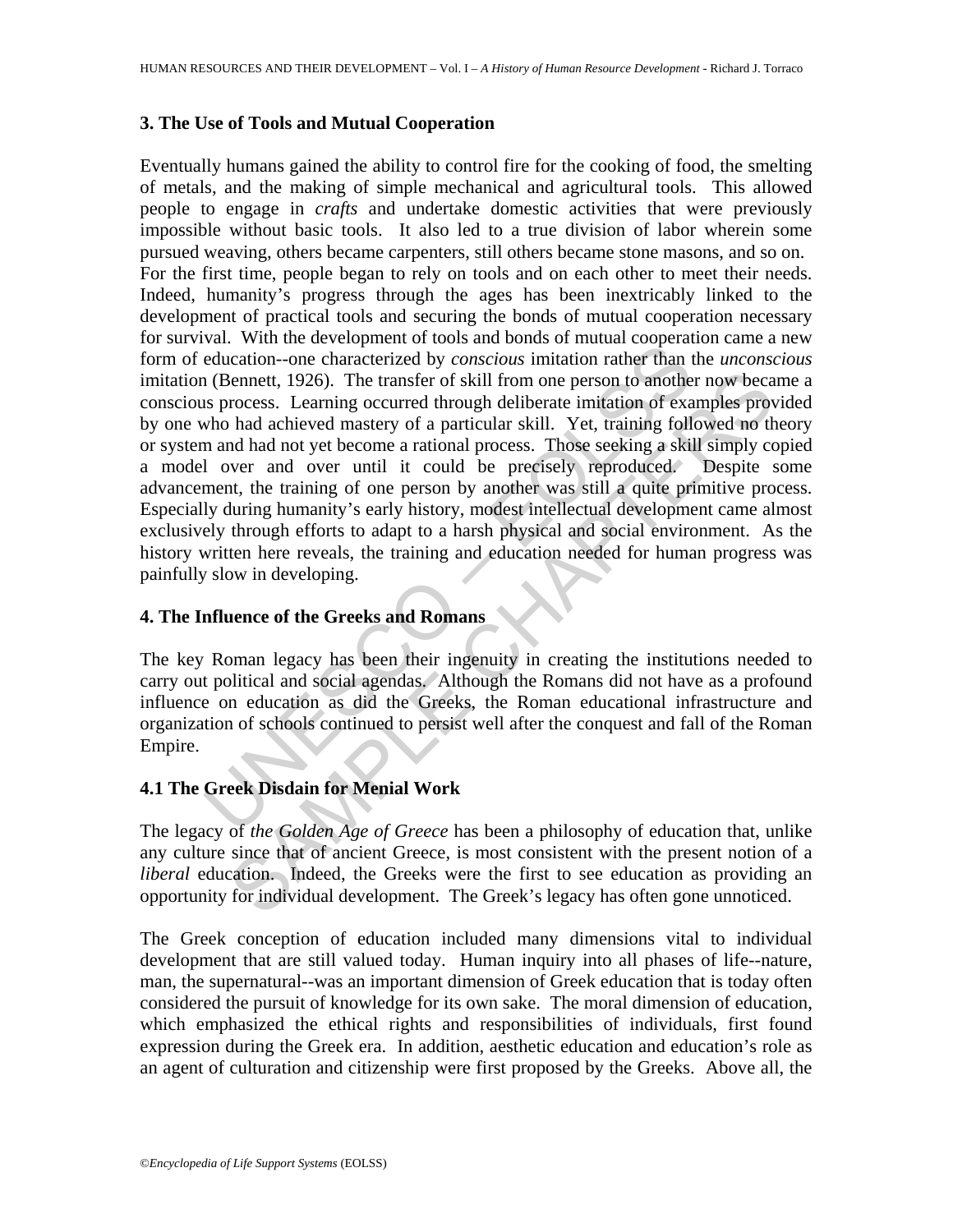## 3. The Use of Tools and Mutual Cooperation

Eventually humans gained the ability to control fire for the cooking of food, the smelting of metals, and the making of simple mechanical and agricultural tools. This allowed people to engage in *crafts* and undertake domestic activities that were previously impossible without basic tools. It also led to a true division of labor wherein some pursued weaving, others became carpenters, still others became stone masons, and so on. For the first time, people began to rely on tools and on each other to meet their needs. Indeed, humanity's progress through the ages has been inextricably linked to the development of practical tools and securing the bonds of mutual cooperation necessary for survival. With the development of tools and bonds of mutual cooperation came a new form of education--one characterized by *conscious* imitation rather than the *unconscious* imitation (Bennett, 1926). The transfer of skill from one person to another now became a conscious process. Learning occurred through deliberate imitation of examples provided by one who had achieved mastery of a particular skill. Yet, training followed no theory or system and had not yet become a rational process. Those seeking a skill simply copied a model over and over until it could be precisely reproduced. Despite some advancement, the training of one person by another was still a quite primitive process. Especially during humanity's early history, modest intellectual development came almost exclusively through efforts to adapt to a harsh physical and social environment. As the history written here reveals, the training and education needed for human progress was painfully slow in developing.

## 4. The Influence of the Greeks and Romans

The key Roman legacy has been their ingenuity in creating the institutions needed to carry out political and social agendas. Although the Romans did not have as a profound influence on education as did the Greeks, the Roman educational infrastructure and organization of schools continued to persist well after the conquest and fall of the Roman Empire.

### 4.1 The Greek Disdain for Menial Work

The legacy of *the Golden Age of Greece* has been a philosophy of education that, unlike any culture since that of ancient Greece, is most consistent with the present notion of a *liberal* education. Indeed, the Greeks were the first to see education as providing an opportunity for individual development. The Greek's legacy has often gone unnoticed.

The Greek conception of education included many dimensions vital to individual development that are still valued today. Human inquiry into all phases of life--nature, man, the supernatural--was an important dimension of Greek education that is today often considered the pursuit of knowledge for its own sake. The moral dimension of education, which emphasized the ethical rights and responsibilities of individuals, first found expression during the Greek era. In addition, aesthetic education and education's role as an agent of culturation and citizenship were first proposed by the Greeks. Above all, the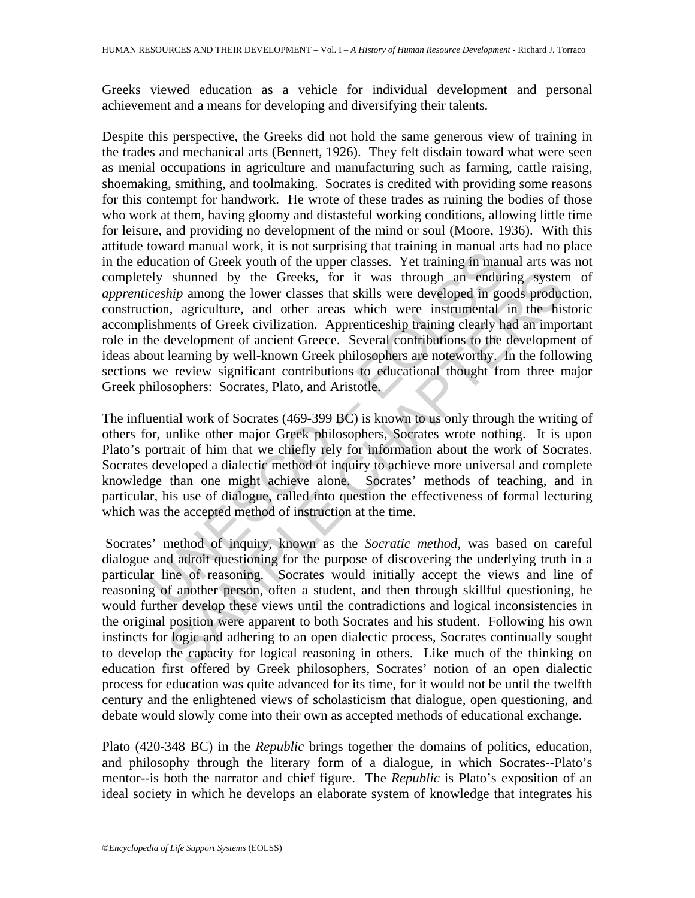Greeks viewed education as a vehicle for individual development and personal achievement and a means for developing and diversifying their talents.

Despite this perspective, the Greeks did not hold the same generous view of training in the trades and mechanical arts (Bennett, 1926). They felt disdain toward what were seen as menial occupations in agriculture and manufacturing such as farming, cattle raising, shoemaking, smithing, and toolmaking. Socrates is credited with providing some reasons for this contempt for handwork. He wrote of these trades as ruining the bodies of those who work at them, having gloomy and distasteful working conditions, allowing little time for leisure, and providing no development of the mind or soul (Moore, 1936). With this attitude toward manual work, it is not surprising that training in manual arts had no place in the education of Greek youth of the upper classes. Yet training in manual arts was not completely shunned by the Greeks, for it was through an enduring system of *apprenticeship* among the lower classes that skills were developed in goods production, construction, agriculture, and other areas which were instrumental in the historic accomplishments of Greek civilization. Apprenticeship training clearly had an important role in the development of ancient Greece. Several contributions to the development of ideas about learning by well-known Greek philosophers are noteworthy. In the following sections we review significant contributions to educational thought from three major Greek philosophers: Socrates, Plato, and Aristotle.

The influential work of Socrates (469-399 BC) is known to us only through the writing of others for, unlike other major Greek philosophers, Socrates wrote nothing. It is upon Plato's portrait of him that we chiefly rely for information about the work of Socrates. Socrates developed a dialectic method of inquiry to achieve more universal and complete knowledge than one might achieve alone. Socrates' methods of teaching, and in particular, his use of dialogue, called into question the effectiveness of formal lecturing which was the accepted method of instruction at the time.

Socrates' method of inquiry, known as the *Socratic method,* was based on careful dialogue and adroit questioning for the purpose of discovering the underlying truth in a particular line of reasoning. Socrates would initially accept the views and line of reasoning of another person, often a student, and then through skillful questioning, he would further develop these views until the contradictions and logical inconsistencies in the original position were apparent to both Socrates and his student. Following his own instincts for logic and adhering to an open dialectic process, Socrates continually sought to develop the capacity for logical reasoning in others. Like much of the thinking on education first offered by Greek philosophers, Socrates' notion of an open dialectic process for education was quite advanced for its time, for it would not be until the twelfth century and the enlightened views of scholasticism that dialogue, open questioning, and debate would slowly come into their own as accepted methods of educational exchange.

Plato (420-348 BC) in the *Republic* brings together the domains of politics, education, and philosophy through the literary form of a dialogue, in which Socrates--Plato's mentor--is both the narrator and chief figure. The *Republic* is Plato's exposition of an ideal society in which he develops an elaborate system of knowledge that integrates his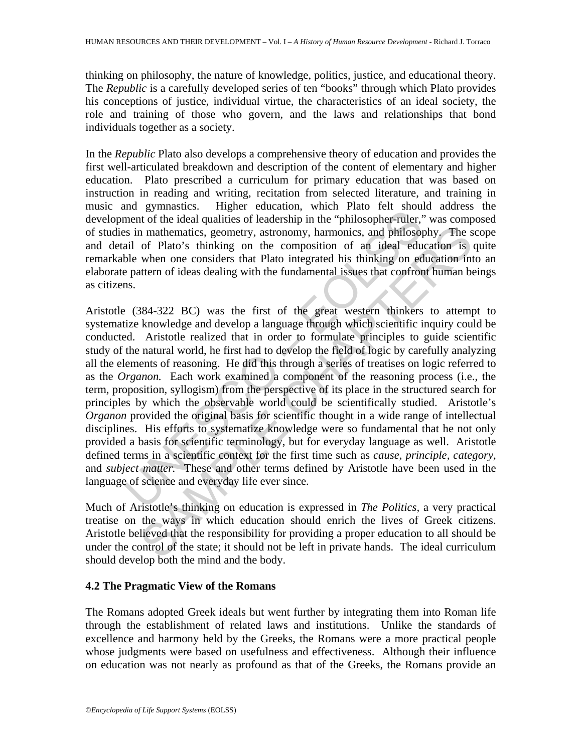thinking on philosophy, the nature of knowledge, politics, justice, and educational theory. The *Republic* is a carefully developed series of ten "books" through which Plato provides his conceptions of justice, individual virtue, the characteristics of an ideal society, the role and training of those who govern, and the laws and relationships that bond individuals together as a society.

In the *Republic* Plato also develops a comprehensive theory of education and provides the first well-articulated breakdown and description of the content of elementary and higher education. Plato prescribed a curriculum for primary education that was based on instruction in reading and writing, recitation from selected literature, and training in music and gymnastics. Higher education, which Plato felt should address the development of the ideal qualities of leadership in the "philosopher-ruler," was composed of studies in mathematics, geometry, astronomy, harmonics, and philosophy. The scope and detail of Plato's thinking on the composition of an ideal education is quite remarkable when one considers that Plato integrated his thinking on education into an elaborate pattern of ideas dealing with the fundamental issues that confront human beings as citizens.

Aristotle (384-322 BC) was the first of the great western thinkers to attempt to systematize knowledge and develop a language through which scientific inquiry could be conducted. Aristotle realized that in order to formulate principles to guide scientific study of the natural world, he first had to develop the field of logic by carefully analyzing all the elements of reasoning. He did this through a series of treatises on logic referred to as the *Organon.* Each work examined a component of the reasoning process (i.e., the term, proposition, syllogism) from the perspective of its place in the structured search for principles by which the observable world could be scientifically studied. Aristotle's *Organon* provided the original basis for scientific thought in a wide range of intellectual disciplines. His efforts to systematize knowledge were so fundamental that he not only provided a basis for scientific terminology, but for everyday language as well. Aristotle defined terms in a scientific context for the first time such as *cause, principle, category,* and *subject matter.* These and other terms defined by Aristotle have been used in the language of science and everyday life ever since.

Much of Aristotle's thinking on education is expressed in *The Politics*, a very practical treatise on the ways in which education should enrich the lives of Greek citizens. Aristotle believed that the responsibility for providing a proper education to all should be under the control of the state; it should not be left in private hands. The ideal curriculum should develop both the mind and the body.

### 4.2 The Pragmatic View of the Romans

The Romans adopted Greek ideals but went further by integrating them into Roman life through the establishment of related laws and institutions. Unlike the standards of excellence and harmony held by the Greeks, the Romans were a more practical people whose judgments were based on usefulness and effectiveness. Although their influence on education was not nearly as profound as that of the Greeks, the Romans provide an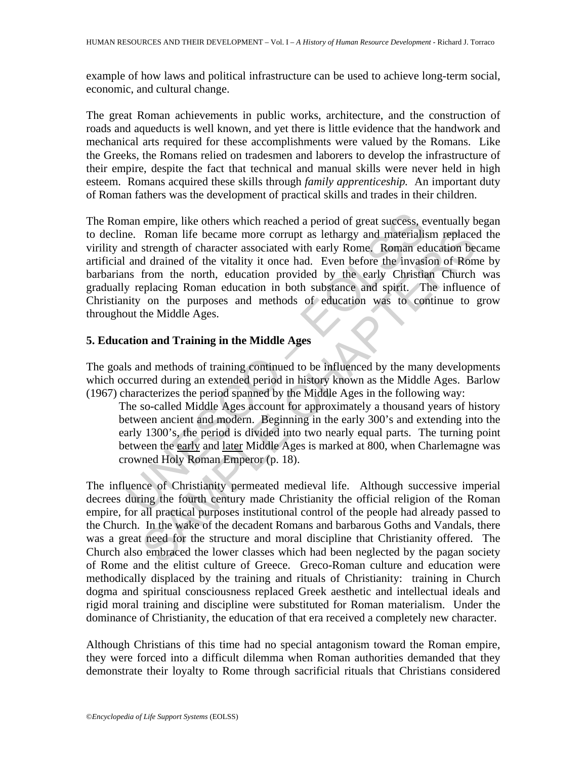example of how laws and political infrastructure can be used to achieve long-term social, economic, and cultural change.

The great Roman achievements in public works, architecture, and the construction of roads and aqueducts is well known, and yet there is little evidence that the handwork and mechanical arts required for these accomplishments were valued by the Romans. Like the Greeks, the Romans relied on tradesmen and laborers to develop the infrastructure of their empire, despite the fact that technical and manual skills were never held in high esteem. Romans acquired these skills through *family apprenticeship.* An important duty of Roman fathers was the development of practical skills and trades in their children.

The Roman empire, like others which reached a period of great success, eventually began to decline. Roman life became more corrupt as lethargy and materialism replaced the virility and strength of character associated with early Rome. Roman education became artificial and drained of the vitality it once had. Even before the invasion of Rome by barbarians from the north, education provided by the early Christian Church was gradually replacing Roman education in both substance and spirit. The influence of Christianity on the purposes and methods of education was to continue to grow throughout the Middle Ages.

## 5. Education and Training in the Middle Ages

The goals and methods of training continued to be influenced by the many developments which occurred during an extended period in history known as the Middle Ages. Barlow (1967) characterizes the period spanned by the Middle Ages in the following way:

> The so-called Middle Ages account for approximately a thousand years of history between ancient and modern. Beginning in the early 300's and extending into the early 1300's, the period is divided into two nearly equal parts. The turning point between the early and later Middle Ages is marked at 800, when Charlemagne was crowned Holy Roman Emperor (p. 18).

The influence of Christianity permeated medieval life. Although successive imperial decrees during the fourth century made Christianity the official religion of the Roman empire, for all practical purposes institutional control of the people had already passed to the Church. In the wake of the decadent Romans and barbarous Goths and Vandals, there was a great need for the structure and moral discipline that Christianity offered. The Church also embraced the lower classes which had been neglected by the pagan society of Rome and the elitist culture of Greece. Greco-Roman culture and education were methodically displaced by the training and rituals of Christianity: training in Church dogma and spiritual consciousness replaced Greek aesthetic and intellectual ideals and rigid moral training and discipline were substituted for Roman materialism. Under the dominance of Christianity, the education of that era received a completely new character.

Although Christians of this time had no special antagonism toward the Roman empire, they were forced into a difficult dilemma when Roman authorities demanded that they demonstrate their loyalty to Rome through sacrificial rituals that Christians considered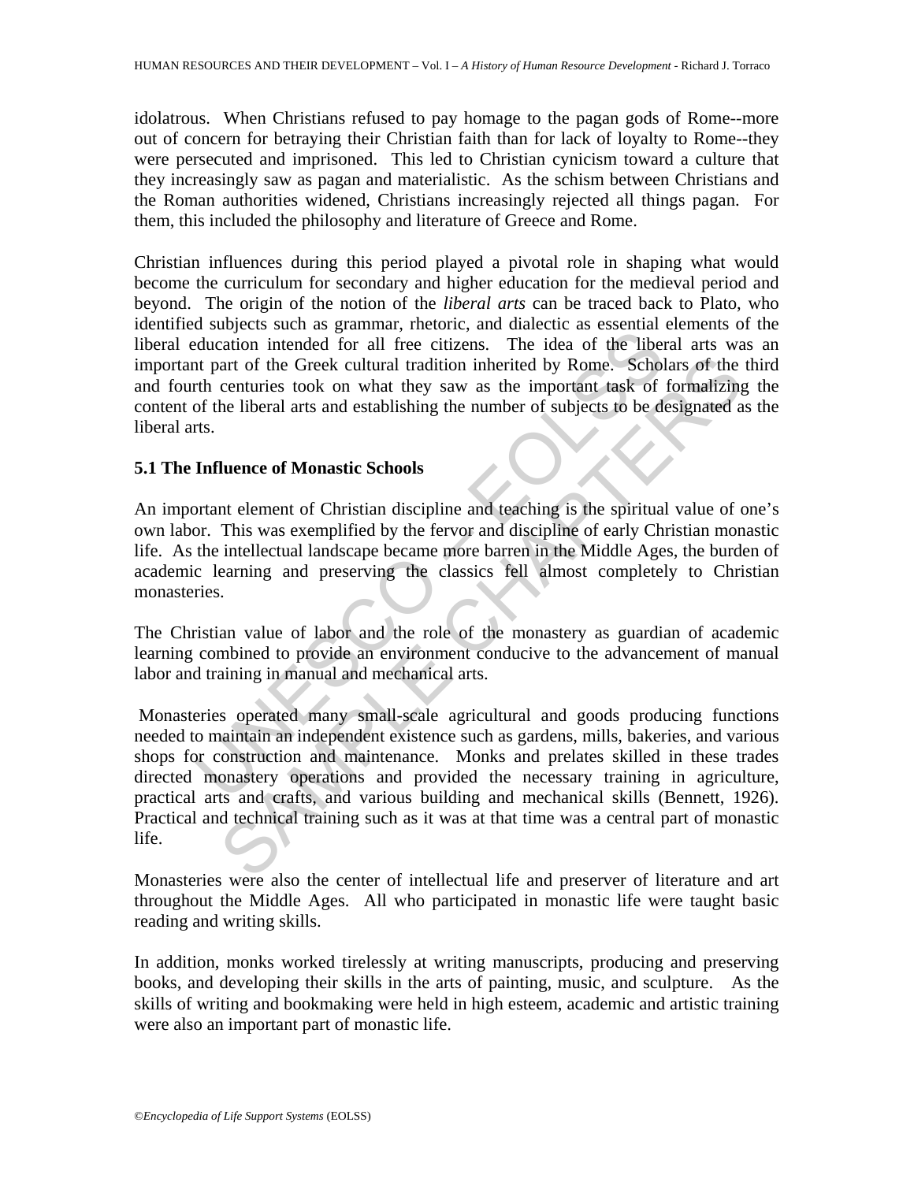idolatrous. When Christians refused to pay homage to the pagan gods of Rome--more out of concern for betraying their Christian faith than for lack of loyalty to Rome--they were persecuted and imprisoned. This led to Christian cynicism toward a culture that they increasingly saw as pagan and materialistic. As the schism between Christians and the Roman authorities widened, Christians increasingly rejected all things pagan. For them, this included the philosophy and literature of Greece and Rome.

Christian influences during this period played a pivotal role in shaping what would become the curriculum for secondary and higher education for the medieval period and beyond. The origin of the notion of the *liberal arts* can be traced back to Plato, who identified subjects such as grammar, rhetoric, and dialectic as essential elements of the liberal education intended for all free citizens. The idea of the liberal arts was an important part of the Greek cultural tradition inherited by Rome. Scholars of the third and fourth centuries took on what they saw as the important task of formalizing the content of the liberal arts and establishing the number of subjects to be designated as the liberal arts.

## 5.1 The Influence of Monastic Schools

An important element of Christian discipline and teaching is the spiritual value of one's own labor. This was exemplified by the fervor and discipline of early Christian monastic life. As the intellectual landscape became more barren in the Middle Ages, the burden of academic learning and preserving the classics fell almost completely to Christian monasteries.

The Christian value of labor and the role of the monastery as guardian of academic learning combined to provide an environment conducive to the advancement of manual labor and training in manual and mechanical arts.

Monasteries operated many small-scale agricultural and goods producing functions needed to maintain an independent existence such as gardens, mills, bakeries, and various shops for construction and maintenance. Monks and prelates skilled in these trades directed monastery operations and provided the necessary training in agriculture, practical arts and crafts, and various building and mechanical skills (Bennett, 1926). Practical and technical training such as it was at that time was a central part of monastic life.

Monasteries were also the center of intellectual life and preserver of literature and art throughout the Middle Ages. All who participated in monastic life were taught basic reading and writing skills.

In addition, monks worked tirelessly at writing manuscripts, producing and preserving books, and developing their skills in the arts of painting, music, and sculpture. As the skills of writing and bookmaking were held in high esteem, academic and artistic training were also an important part of monastic life.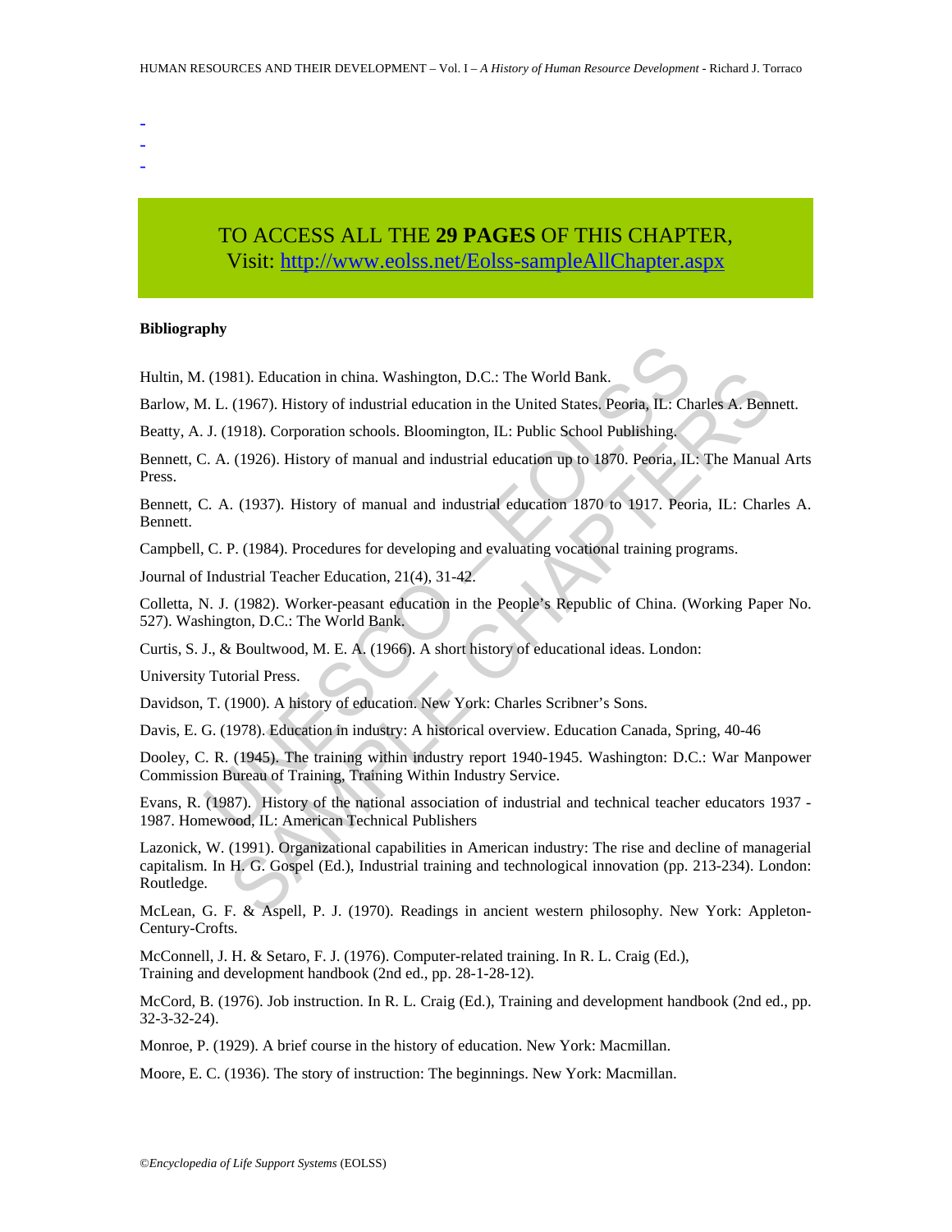-
-
-

TO ACCESS ALL THE **29 PAGES** OF THIS CHAPTER,
Visit: http://www.eolss.net/Eolss-sampleAllChapter.aspx

**Bibliography**

Hultin, M. (1981). Education in china. Washington, D.C.: The World Bank.

Barlow, M. L. (1967). History of industrial education in the United States. Peoria, IL: Charles A. Bennett.

Beatty, A. J. (1918). Corporation schools. Bloomington, IL: Public School Publishing.

Bennett, C. A. (1926). History of manual and industrial education up to 1870. Peoria, IL: The Manual Arts Press.

Bennett, C. A. (1937). History of manual and industrial education 1870 to 1917. Peoria, IL: Charles A. Bennett.

Campbell, C. P. (1984). Procedures for developing and evaluating vocational training programs.

Journal of Industrial Teacher Education, 21(4), 31-42.

Colletta, N. J. (1982). Worker-peasant education in the People's Republic of China. (Working Paper No. 527). Washington, D.C.: The World Bank.

Curtis, S. J., & Boultwood, M. E. A. (1966). A short history of educational ideas. London:

University Tutorial Press.

Davidson, T. (1900). A history of education. New York: Charles Scribner's Sons.

Davis, E. G. (1978). Education in industry: A historical overview. Education Canada, Spring, 40-46

Dooley, C. R. (1945). The training within industry report 1940-1945. Washington: D.C.: War Manpower Commission Bureau of Training, Training Within Industry Service.

Evans, R. (1987). History of the national association of industrial and technical teacher educators 1937 - 1987. Homewood, IL: American Technical Publishers

Lazonick, W. (1991). Organizational capabilities in American industry: The rise and decline of managerial capitalism. In H. G. Gospel (Ed.), Industrial training and technological innovation (pp. 213-234). London: Routledge.

McLean, G. F. & Aspell, P. J. (1970). Readings in ancient western philosophy. New York: Appleton-Century-Crofts.

McConnell, J. H. & Setaro, F. J. (1976). Computer-related training. In R. L. Craig (Ed.), Training and development handbook (2nd ed., pp. 28-1-28-12).

McCord, B. (1976). Job instruction. In R. L. Craig (Ed.), Training and development handbook (2nd ed., pp. 32-3-32-24).

Monroe, P. (1929). A brief course in the history of education. New York: Macmillan.

Moore, E. C. (1936). The story of instruction: The beginnings. New York: Macmillan.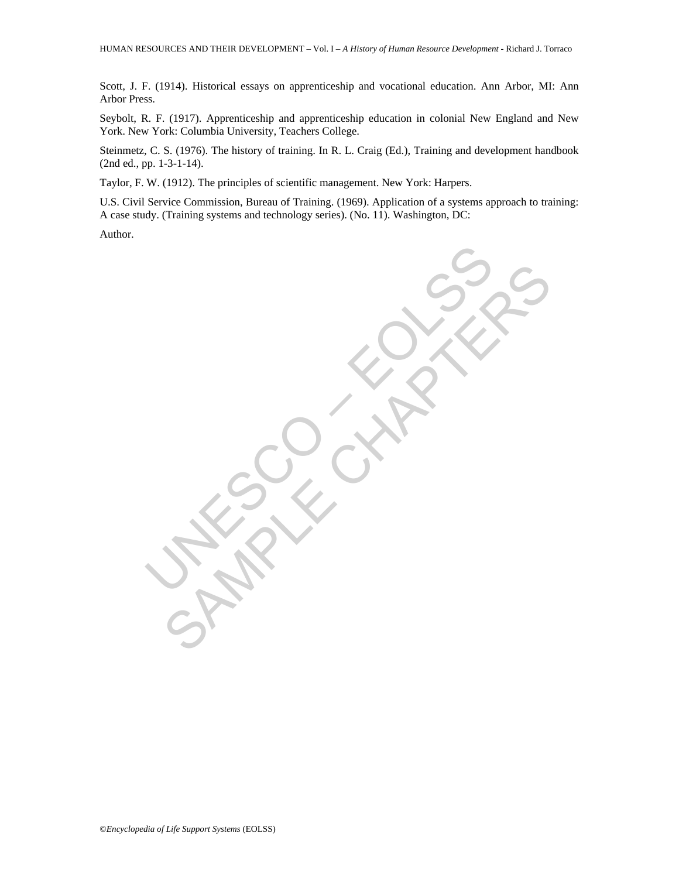Scott, J. F. (1914). Historical essays on apprenticeship and vocational education. Ann Arbor, MI: Ann Arbor Press.

Seybolt, R. F. (1917). Apprenticeship and apprenticeship education in colonial New England and New York. New York: Columbia University, Teachers College.

Steinmetz, C. S. (1976). The history of training. In R. L. Craig (Ed.), Training and development handbook (2nd ed., pp. 1-3-1-14).

Taylor, F. W. (1912). The principles of scientific management. New York: Harpers.

U.S. Civil Service Commission, Bureau of Training. (1969). Application of a systems approach to training: A case study. (Training systems and technology series). (No. 11). Washington, DC:

Author.